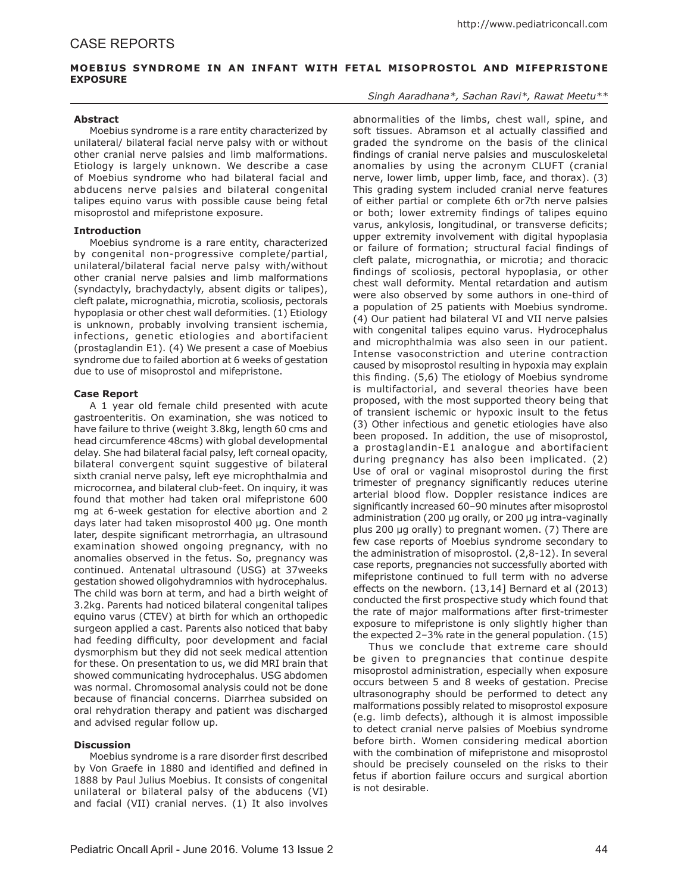# CASE REPORTS

## MOEBIUS SYNDROME IN AN INFANT WITH FETAL MISOPROSTOL AND MIFEPRISTONE EXPOSURE

*Singh Aaradhana*, Sachan Ravi*, Rawat Meetu***

### Abstract

Moebius syndrome is a rare entity characterized by unilateral/ bilateral facial nerve palsy with or without other cranial nerve palsies and limb malformations. Etiology is largely unknown. We describe a case of Moebius syndrome who had bilateral facial and abducens nerve palsies and bilateral congenital talipes equino varus with possible cause being fetal misoprostol and mifepristone exposure.

### Introduction

Moebius syndrome is a rare entity, characterized by congenital non-progressive complete/partial, unilateral/bilateral facial nerve palsy with/without other cranial nerve palsies and limb malformations (syndactyly, brachydactyly, absent digits or talipes), cleft palate, micrognathia, microtia, scoliosis, pectorals hypoplasia or other chest wall deformities. (1) Etiology is unknown, probably involving transient ischemia, infections, genetic etiologies and abortifacient (prostaglandin E1). (4) We present a case of Moebius syndrome due to failed abortion at 6 weeks of gestation due to use of misoprostol and mifepristone.

### Case Report

A 1 year old female child presented with acute gastroenteritis. On examination, she was noticed to have failure to thrive (weight 3.8kg, length 60 cms and head circumference 48cms) with global developmental delay. She had bilateral facial palsy, left corneal opacity, bilateral convergent squint suggestive of bilateral sixth cranial nerve palsy, left eye microphthalmia and microcornea, and bilateral club-feet. On inquiry, it was found that mother had taken oral mifepristone 600 mg at 6-week gestation for elective abortion and 2 days later had taken misoprostol 400 µg. One month later, despite significant metrorrhagia, an ultrasound examination showed ongoing pregnancy, with no anomalies observed in the fetus. So, pregnancy was continued. Antenatal ultrasound (USG) at 37weeks gestation showed oligohydramnios with hydrocephalus. The child was born at term, and had a birth weight of 3.2kg. Parents had noticed bilateral congenital talipes equino varus (CTEV) at birth for which an orthopedic surgeon applied a cast. Parents also noticed that baby had feeding difficulty, poor development and facial dysmorphism but they did not seek medical attention for these. On presentation to us, we did MRI brain that showed communicating hydrocephalus. USG abdomen was normal. Chromosomal analysis could not be done because of financial concerns. Diarrhea subsided on oral rehydration therapy and patient was discharged and advised regular follow up.

### Discussion

Moebius syndrome is a rare disorder first described by Von Graefe in 1880 and identified and defined in 1888 by Paul Julius Moebius. It consists of congenital unilateral or bilateral palsy of the abducens (VI) and facial (VII) cranial nerves. (1) It also involves abnormalities of the limbs, chest wall, spine, and soft tissues. Abramson et al actually classified and graded the syndrome on the basis of the clinical findings of cranial nerve palsies and musculoskeletal anomalies by using the acronym CLUFT (cranial nerve, lower limb, upper limb, face, and thorax). (3) This grading system included cranial nerve features of either partial or complete 6th or7th nerve palsies or both; lower extremity findings of talipes equino varus, ankylosis, longitudinal, or transverse deficits; upper extremity involvement with digital hypoplasia or failure of formation; structural facial findings of cleft palate, micrognathia, or microtia; and thoracic findings of scoliosis, pectoral hypoplasia, or other chest wall deformity. Mental retardation and autism were also observed by some authors in one-third of a population of 25 patients with Moebius syndrome. (4) Our patient had bilateral VI and VII nerve palsies with congenital talipes equino varus. Hydrocephalus and microphthalmia was also seen in our patient. Intense vasoconstriction and uterine contraction caused by misoprostol resulting in hypoxia may explain this finding. (5,6) The etiology of Moebius syndrome is multifactorial, and several theories have been proposed, with the most supported theory being that of transient ischemic or hypoxic insult to the fetus (3) Other infectious and genetic etiologies have also been proposed. In addition, the use of misoprostol, a prostaglandin-E1 analogue and abortifacient during pregnancy has also been implicated. (2) Use of oral or vaginal misoprostol during the first trimester of pregnancy significantly reduces uterine arterial blood flow. Doppler resistance indices are significantly increased 60–90 minutes after misoprostol administration (200 µg orally, or 200 µg intra-vaginally plus 200 µg orally) to pregnant women. (7) There are few case reports of Moebius syndrome secondary to the administration of misoprostol. (2,8-12). In several case reports, pregnancies not successfully aborted with mifepristone continued to full term with no adverse effects on the newborn. (13,14] Bernard et al (2013) conducted the first prospective study which found that the rate of major malformations after first-trimester exposure to mifepristone is only slightly higher than the expected 2–3% rate in the general population. (15)

Thus we conclude that extreme care should be given to pregnancies that continue despite misoprostol administration, especially when exposure occurs between 5 and 8 weeks of gestation. Precise ultrasonography should be performed to detect any malformations possibly related to misoprostol exposure (e.g. limb defects), although it is almost impossible to detect cranial nerve palsies of Moebius syndrome before birth. Women considering medical abortion with the combination of mifepristone and misoprostol should be precisely counseled on the risks to their fetus if abortion failure occurs and surgical abortion is not desirable.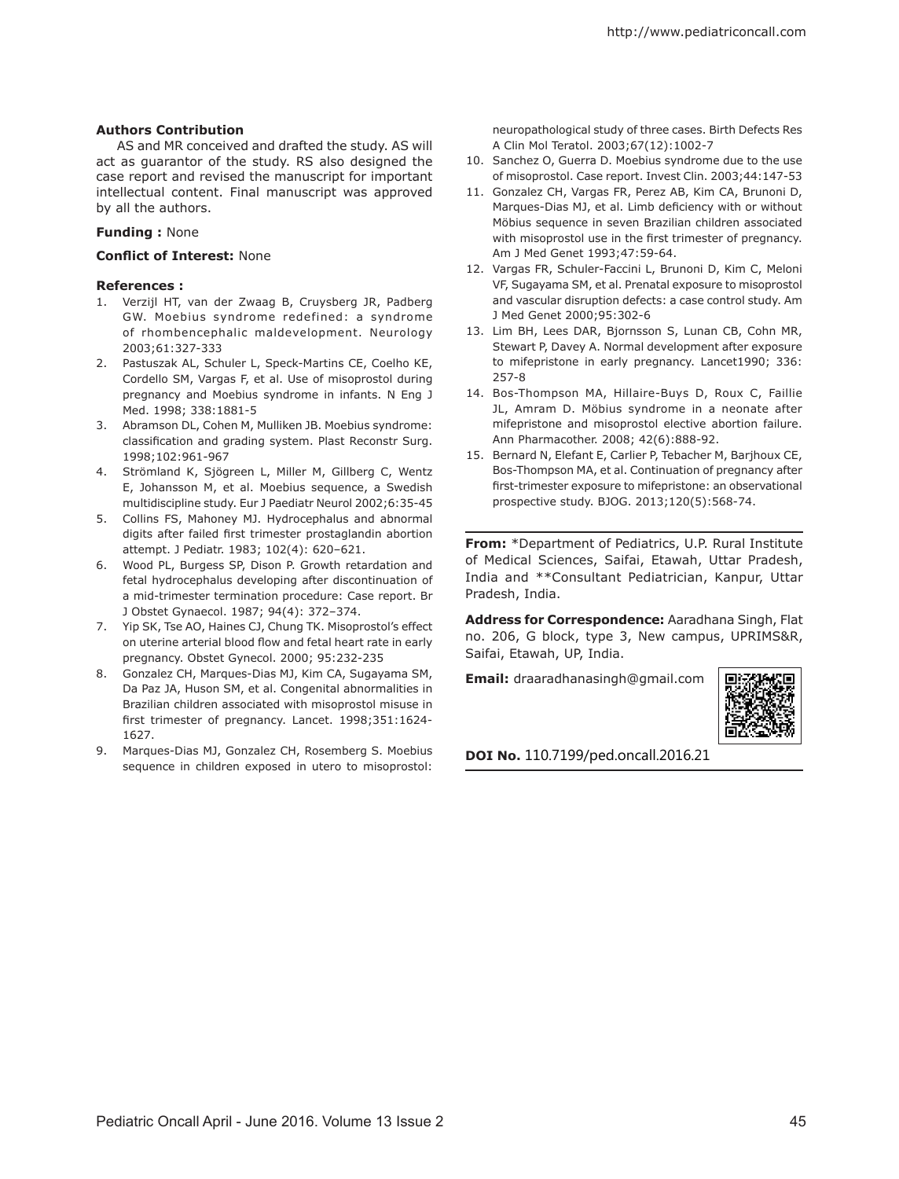**Authors Contribution**

AS and MR conceived and drafted the study. AS will act as guarantor of the study. RS also designed the case report and revised the manuscript for important intellectual content. Final manuscript was approved by all the authors.

**Funding :** None

**Conflict of Interest:** None

**References :**

1. Verzijl HT, van der Zwaag B, Cruysberg JR, Padberg GW. Moebius syndrome redefined: a syndrome of rhombencephalic maldevelopment. Neurology 2003;61:327-333
2. Pastuszak AL, Schuler L, Speck-Martins CE, Coelho KE, Cordello SM, Vargas F, et al. Use of misoprostol during pregnancy and Moebius syndrome in infants. N Eng J Med. 1998; 338:1881-5
3. Abramson DL, Cohen M, Mulliken JB. Moebius syndrome: classification and grading system. Plast Reconstr Surg. 1998;102:961-967
4. Strömland K, Sjögreen L, Miller M, Gillberg C, Wentz E, Johansson M, et al. Moebius sequence, a Swedish multidiscipline study. Eur J Paediatr Neurol 2002;6:35-45
5. Collins FS, Mahoney MJ. Hydrocephalus and abnormal digits after failed first trimester prostaglandin abortion attempt. J Pediatr. 1983; 102(4): 620–621.
6. Wood PL, Burgess SP, Dison P. Growth retardation and fetal hydrocephalus developing after discontinuation of a mid-trimester termination procedure: Case report. Br J Obstet Gynaecol. 1987; 94(4): 372–374.
7. Yip SK, Tse AO, Haines CJ, Chung TK. Misoprostol's effect on uterine arterial blood flow and fetal heart rate in early pregnancy. Obstet Gynecol. 2000; 95:232-235
8. Gonzalez CH, Marques-Dias MJ, Kim CA, Sugayama SM, Da Paz JA, Huson SM, et al. Congenital abnormalities in Brazilian children associated with misoprostol misuse in first trimester of pregnancy. Lancet. 1998;351:1624-1627.
9. Marques-Dias MJ, Gonzalez CH, Rosemberg S. Moebius sequence in children exposed in utero to misoprostol: neuropathological study of three cases. Birth Defects Res A Clin Mol Teratol. 2003;67(12):1002-7
10. Sanchez O, Guerra D. Moebius syndrome due to the use of misoprostol. Case report. Invest Clin. 2003;44:147-53
11. Gonzalez CH, Vargas FR, Perez AB, Kim CA, Brunoni D, Marques-Dias MJ, et al. Limb deficiency with or without Möbius sequence in seven Brazilian children associated with misoprostol use in the first trimester of pregnancy. Am J Med Genet 1993;47:59-64.
12. Vargas FR, Schuler-Faccini L, Brunoni D, Kim C, Meloni VF, Sugayama SM, et al. Prenatal exposure to misoprostol and vascular disruption defects: a case control study. Am J Med Genet 2000;95:302-6
13. Lim BH, Lees DAR, Bjornsson S, Lunan CB, Cohn MR, Stewart P, Davey A. Normal development after exposure to mifepristone in early pregnancy. Lancet1990; 336: 257-8
14. Bos-Thompson MA, Hillaire-Buys D, Roux C, Faillie JL, Amram D. Möbius syndrome in a neonate after mifepristone and misoprostol elective abortion failure. Ann Pharmacother. 2008; 42(6):888-92.
15. Bernard N, Elefant E, Carlier P, Tebacher M, Barjhoux CE, Bos-Thompson MA, et al. Continuation of pregnancy after first-trimester exposure to mifepristone: an observational prospective study. BJOG. 2013;120(5):568-74.

**From:** *Department of Pediatrics, U.P. Rural Institute of Medical Sciences, Saifai, Etawah, Uttar Pradesh, India and **Consultant Pediatrician, Kanpur, Uttar Pradesh, India.

**Address for Correspondence:** Aaradhana Singh, Flat no. 206, G block, type 3, New campus, UPRIMS&R, Saifai, Etawah, UP, India.

**Email:** draaradhanasingh@gmail.com

**DOI No.** 110.7199/ped.oncall.2016.21